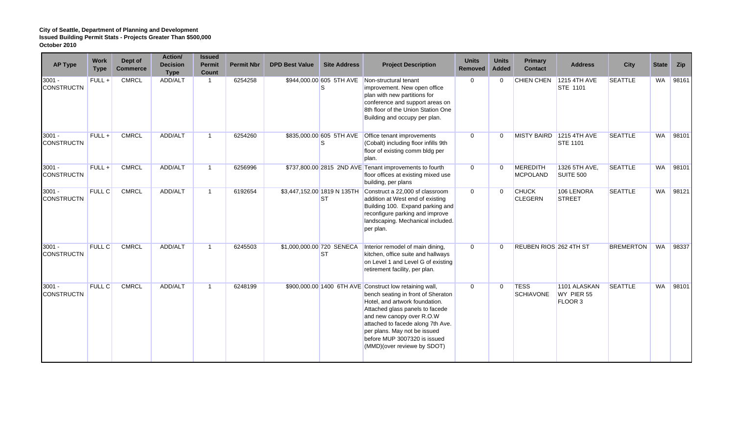**City of Seattle, Department of Planning and Development**
**Issued Building Permit Stats - Projects Greater Than $500,000**
**October 2010**

| AP Type | Work Type | Dept of Commerce | Action/ Decision Type | Issued Permit Count | Permit Nbr | DPD Best Value | Site Address | Project Description | Units Removed | Units Added | Primary Contact | Address | City | State | Zip |
|---|---|---|---|---|---|---|---|---|---|---|---|---|---|---|---|
| 3001 - CONSTRUCTN | FULL + | CMRCL | ADD/ALT | 1 | 6254258 | $944,000.00 | 605 5TH AVE S | Non-structural tenant improvement. New open office plan with new partitions for conference and support areas on 8th floor of the Union Station One Building and occupy per plan. | 0 | 0 | CHIEN CHEN | 1215 4TH AVE STE 1101 | SEATTLE | WA | 98161 |
| 3001 - CONSTRUCTN | FULL + | CMRCL | ADD/ALT | 1 | 6254260 | $835,000.00 | 605 5TH AVE S | Office tenant improvements (Cobalt) including floor infills 9th floor of existing comm bldg per plan. | 0 | 0 | MISTY BAIRD | 1215 4TH AVE STE 1101 | SEATTLE | WA | 98101 |
| 3001 - CONSTRUCTN | FULL + | CMRCL | ADD/ALT | 1 | 6256996 | $737,800.00 | 2815 2ND AVE | Tenant improvements to fourth floor offices at existing mixed use building, per plans | 0 | 0 | MEREDITH MCPOLAND | 1326 5TH AVE, SUITE 500 | SEATTLE | WA | 98101 |
| 3001 - CONSTRUCTN | FULL C | CMRCL | ADD/ALT | 1 | 6192654 | $3,447,152.00 | 1819 N 135TH ST | Construct a 22,000 sf classroom addition at West end of existing Building 100. Expand parking and reconfigure parking and improve landscaping. Mechanical included. per plan. | 0 | 0 | CHUCK CLEGERN | 106 LENORA STREET | SEATTLE | WA | 98121 |
| 3001 - CONSTRUCTN | FULL C | CMRCL | ADD/ALT | 1 | 6245503 | $1,000,000.00 | 720 SENECA ST | Interior remodel of main dining, kitchen, office suite and hallways on Level 1 and Level G of existing retirement facility, per plan. | 0 | 0 | REUBEN RIOS | 262 4TH ST | BREMERTON | WA | 98337 |
| 3001 - CONSTRUCTN | FULL C | CMRCL | ADD/ALT | 1 | 6248199 | $900,000.00 | 1400 6TH AVE | Construct low retaining wall, bench seating in front of Sheraton Hotel, and artwork foundation. Attached glass panels to facede and new canopy over R.O.W attached to facede along 7th Ave. per plans. May not be issued before MUP 3007320 is issued (MMD)(over reviewe by SDOT) | 0 | 0 | TESS SCHIAVONE | 1101 ALASKAN WY PIER 55 FLOOR 3 | SEATTLE | WA | 98101 |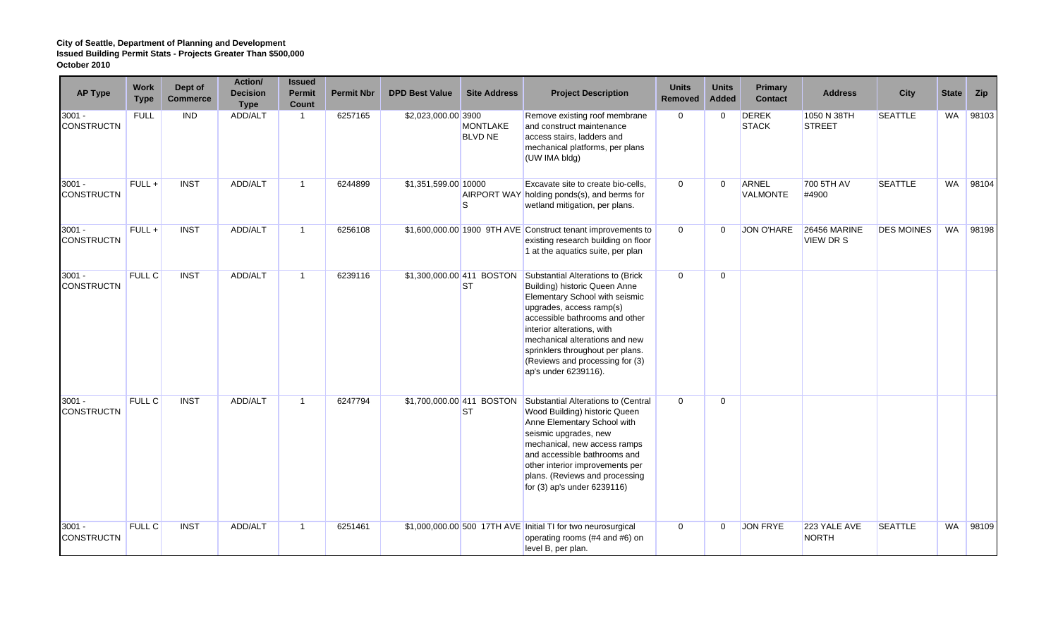**City of Seattle, Department of Planning and Development**
**Issued Building Permit Stats - Projects Greater Than $500,000**
**October 2010**

| AP Type | Work Type | Dept of Commerce | Action/ Decision Type | Issued Permit Count | Permit Nbr | DPD Best Value | Site Address | Project Description | Units Removed | Units Added | Primary Contact | Address | City | State | Zip |
|---|---|---|---|---|---|---|---|---|---|---|---|---|---|---|---|
| 3001 - CONSTRUCTN | FULL | IND | ADD/ALT | 1 | 6257165 | $2,023,000.00 | 3900 MONTLAKE BLVD NE | Remove existing roof membrane and construct maintenance access stairs, ladders and mechanical platforms, per plans (UW IMA bldg) | 0 | 0 | DEREK STACK | 1050 N 38TH STREET | SEATTLE | WA | 98103 |
| 3001 - CONSTRUCTN | FULL + | INST | ADD/ALT | 1 | 6244899 | $1,351,599.00 | 10000 AIRPORT WAY S | Excavate site to create bio-cells, holding ponds(s), and berms for wetland mitigation, per plans. | 0 | 0 | ARNEL VALMONTE | 700 5TH AV #4900 | SEATTLE | WA | 98104 |
| 3001 - CONSTRUCTN | FULL + | INST | ADD/ALT | 1 | 6256108 | $1,600,000.00 | 1900 9TH AVE | Construct tenant improvements to existing research building on floor 1 at the aquatics suite, per plan | 0 | 0 | JON O'HARE | 26456 MARINE VIEW DR S | DES MOINES | WA | 98198 |
| 3001 - CONSTRUCTN | FULL C | INST | ADD/ALT | 1 | 6239116 | $1,300,000.00 | 411 BOSTON ST | Substantial Alterations to (Brick Building) historic Queen Anne Elementary School with seismic upgrades, access ramp(s) accessible bathrooms and other interior alterations, with mechanical alterations and new sprinklers throughout per plans. (Reviews and processing for (3) ap's under 6239116). | 0 | 0 | | | | | |
| 3001 - CONSTRUCTN | FULL C | INST | ADD/ALT | 1 | 6247794 | $1,700,000.00 | 411 BOSTON ST | Substantial Alterations to (Central Wood Building) historic Queen Anne Elementary School with seismic upgrades, new mechanical, new access ramps and accessible bathrooms and other interior improvements per plans. (Reviews and processing for (3) ap's under 6239116) | 0 | 0 | | | | | |
| 3001 - CONSTRUCTN | FULL C | INST | ADD/ALT | 1 | 6251461 | $1,000,000.00 | 500 17TH AVE | Initial TI for two neurosurgical operating rooms (#4 and #6) on level B, per plan. | 0 | 0 | JON FRYE | 223 YALE AVE NORTH | SEATTLE | WA | 98109 |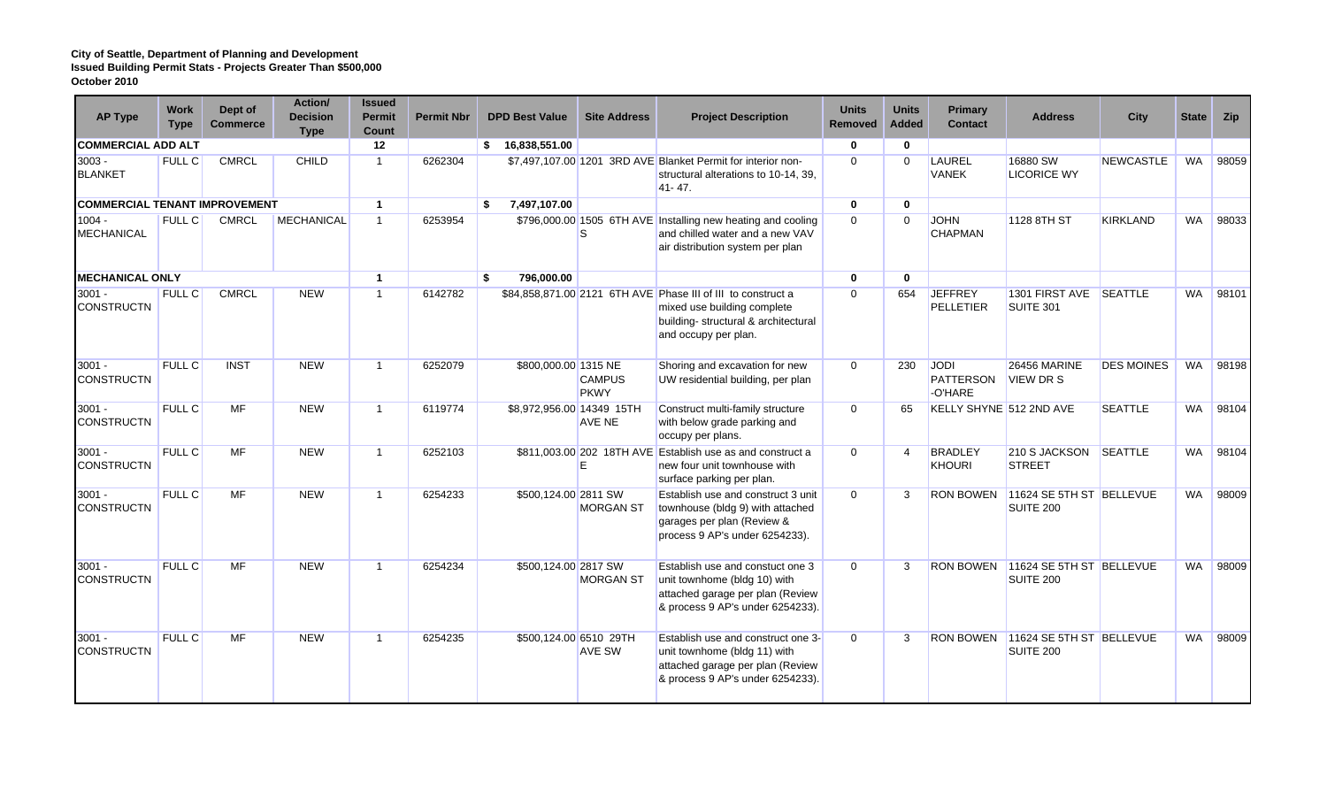**City of Seattle, Department of Planning and Development**
**Issued Building Permit Stats - Projects Greater Than $500,000**
**October 2010**

| AP Type | Work Type | Dept of Commerce | Action/ Decision Type | Issued Permit Count | Permit Nbr | DPD Best Value | Site Address | Project Description | Units Removed | Units Added | Primary Contact | Address | City | State | Zip |
|---|---|---|---|---|---|---|---|---|---|---|---|---|---|---|---|
| **COMMERCIAL ADD ALT** | | | | **12** | | **$ 16,838,551.00** | | | **0** | **0** | | | | | |
| 3003 - BLANKET | FULL C | CMRCL | CHILD | 1 | 6262304 | $7,497,107.00 | 1201 3RD AVE | Blanket Permit for interior non-structural alterations to 10-14, 39, 41- 47. | 0 | 0 | LAUREL VANEK | 16880 SW LICORICE WY | NEWCASTLE | WA | 98059 |
| **COMMERCIAL TENANT IMPROVEMENT** | | | | **1** | | **$ 7,497,107.00** | | | **0** | **0** | | | | | |
| 1004 - MECHANICAL | FULL C | CMRCL | MECHANICAL | 1 | 6253954 | $796,000.00 | 1505 6TH AVE S | Installing new heating and cooling and chilled water and a new VAV air distribution system per plan | 0 | 0 | JOHN CHAPMAN | 1128 8TH ST | KIRKLAND | WA | 98033 |
| **MECHANICAL ONLY** | | | | **1** | | **$ 796,000.00** | | | **0** | **0** | | | | | |
| 3001 - CONSTRUCTN | FULL C | CMRCL | NEW | 1 | 6142782 | $84,858,871.00 | 2121 6TH AVE | Phase III of III to construct a mixed use building complete building- structural & architectural and occupy per plan. | 0 | 654 | JEFFREY PELLETIER | 1301 FIRST AVE SUITE 301 | SEATTLE | WA | 98101 |
| 3001 - CONSTRUCTN | FULL C | INST | NEW | 1 | 6252079 | $800,000.00 | 1315 NE CAMPUS PKWY | Shoring and excavation for new UW residential building, per plan | 0 | 230 | JODI PATTERSON -O'HARE | 26456 MARINE VIEW DR S | DES MOINES | WA | 98198 |
| 3001 - CONSTRUCTN | FULL C | MF | NEW | 1 | 6119774 | $8,972,956.00 | 14349 15TH AVE NE | Construct multi-family structure with below grade parking and occupy per plans. | 0 | 65 | KELLY SHYNE | 512 2ND AVE | SEATTLE | WA | 98104 |
| 3001 - CONSTRUCTN | FULL C | MF | NEW | 1 | 6252103 | $811,003.00 | 202 18TH AVE E | Establish use as and construct a new four unit townhouse with surface parking per plan. | 0 | 4 | BRADLEY KHOURI | 210 S JACKSON STREET | SEATTLE | WA | 98104 |
| 3001 - CONSTRUCTN | FULL C | MF | NEW | 1 | 6254233 | $500,124.00 | 2811 SW MORGAN ST | Establish use and construct 3 unit townhouse (bldg 9) with attached garages per plan (Review & process 9 AP's under 6254233). | 0 | 3 | RON BOWEN | 11624 SE 5TH ST SUITE 200 | BELLEVUE | WA | 98009 |
| 3001 - CONSTRUCTN | FULL C | MF | NEW | 1 | 6254234 | $500,124.00 | 2817 SW MORGAN ST | Establish use and constuct one 3 unit townhome (bldg 10) with attached garage per plan (Review & process 9 AP's under 6254233). | 0 | 3 | RON BOWEN | 11624 SE 5TH ST SUITE 200 | BELLEVUE | WA | 98009 |
| 3001 - CONSTRUCTN | FULL C | MF | NEW | 1 | 6254235 | $500,124.00 | 6510 29TH AVE SW | Establish use and construct one 3-unit townhome (bldg 11) with attached garage per plan (Review & process 9 AP's under 6254233). | 0 | 3 | RON BOWEN | 11624 SE 5TH ST SUITE 200 | BELLEVUE | WA | 98009 |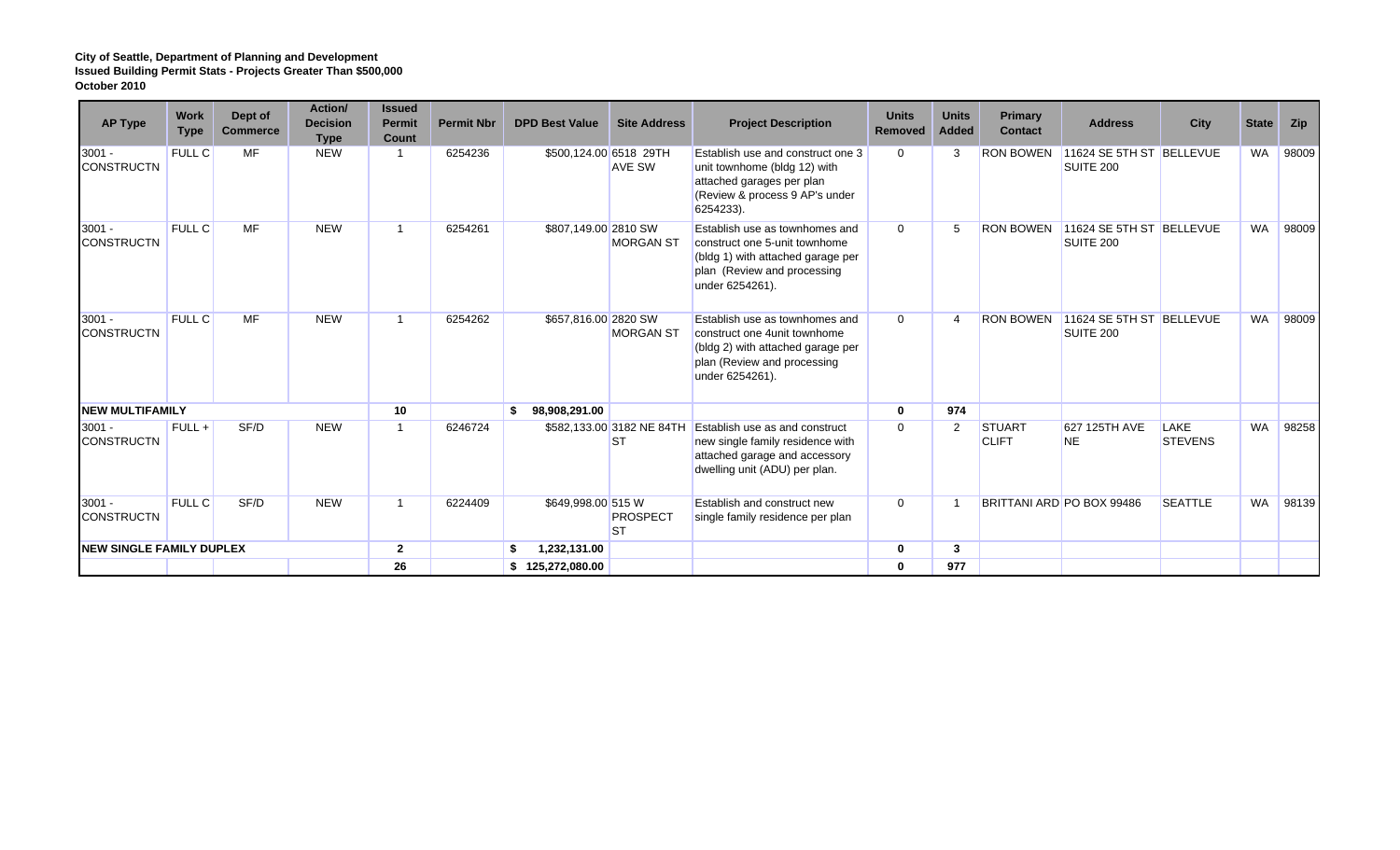**City of Seattle, Department of Planning and Development**
**Issued Building Permit Stats - Projects Greater Than $500,000**
**October 2010**

| AP Type | Work Type | Dept of Commerce | Action/ Decision Type | Issued Permit Count | Permit Nbr | DPD Best Value | Site Address | Project Description | Units Removed | Units Added | Primary Contact | Address | City | State | Zip |
|---|---|---|---|---|---|---|---|---|---|---|---|---|---|---|---|
| 3001 - CONSTRUCTN | FULL C | MF | NEW | 1 | 6254236 | $500,124.00 | 6518 29TH AVE SW | Establish use and construct one 3 unit townhome (bldg 12) with attached garages per plan (Review & process 9 AP's under 6254233). | 0 | 3 | RON BOWEN | 11624 SE 5TH ST SUITE 200 | BELLEVUE | WA | 98009 |
| 3001 - CONSTRUCTN | FULL C | MF | NEW | 1 | 6254261 | $807,149.00 | 2810 SW MORGAN ST | Establish use as townhomes and construct one 5-unit townhome (bldg 1) with attached garage per plan (Review and processing under 6254261). | 0 | 5 | RON BOWEN | 11624 SE 5TH ST SUITE 200 | BELLEVUE | WA | 98009 |
| 3001 - CONSTRUCTN | FULL C | MF | NEW | 1 | 6254262 | $657,816.00 | 2820 SW MORGAN ST | Establish use as townhomes and construct one 4unit townhome (bldg 2) with attached garage per plan (Review and processing under 6254261). | 0 | 4 | RON BOWEN | 11624 SE 5TH ST SUITE 200 | BELLEVUE | WA | 98009 |
| **NEW MULTIFAMILY** | | | | **10** | | **$ 98,908,291.00** | | | **0** | **974** | | | | | |
| 3001 - CONSTRUCTN | FULL + | SF/D | NEW | 1 | 6246724 | $582,133.00 | 3182 NE 84TH ST | Establish use as and construct new single family residence with attached garage and accessory dwelling unit (ADU) per plan. | 0 | 2 | STUART CLIFT | 627 125TH AVE NE | LAKE STEVENS | WA | 98258 |
| 3001 - CONSTRUCTN | FULL C | SF/D | NEW | 1 | 6224409 | $649,998.00 | 515 W PROSPECT ST | Establish and construct new single family residence per plan | 0 | 1 | BRITTANI ARD | PO BOX 99486 | SEATTLE | WA | 98139 |
| **NEW SINGLE FAMILY DUPLEX** | | | | **2** | | **$ 1,232,131.00** | | | **0** | **3** | | | | | |
| | | | | **26** | | **$ 125,272,080.00** | | | **0** | **977** | | | | | |